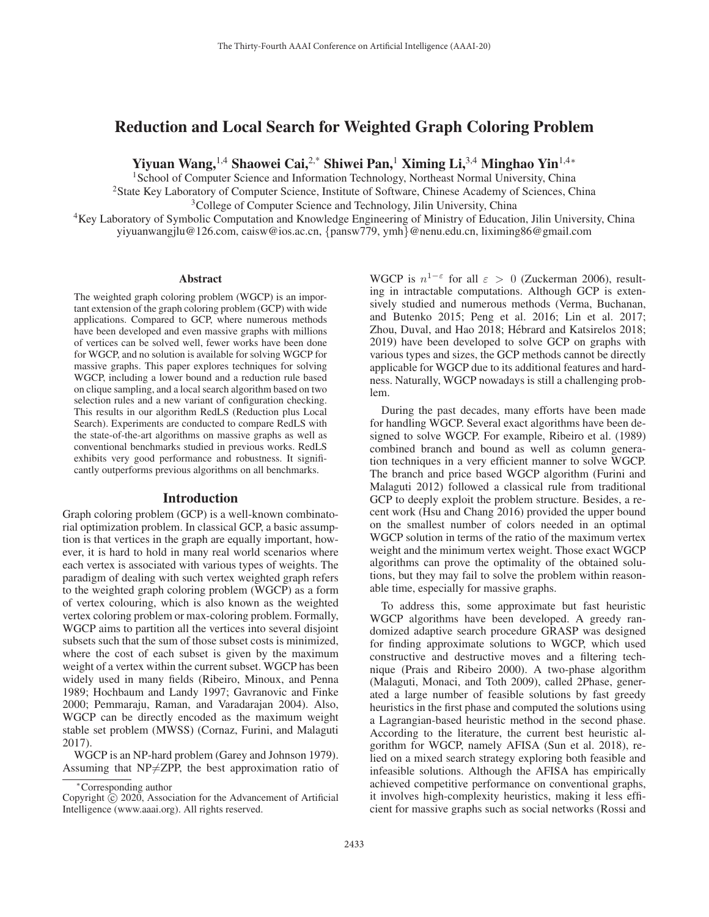# Reduction and Local Search for Weighted Graph Coloring Problem

**Yiyuan Wang,**[1,4] **Shaowei Cai,**[2,*] **Shiwei Pan,**[1] **Ximing Li,**[3,4] **Minghao Yin**[1,4*]

[1]School of Computer Science and Information Technology, Northeast Normal University, China
[2]State Key Laboratory of Computer Science, Institute of Software, Chinese Academy of Sciences, China
[3]College of Computer Science and Technology, Jilin University, China
[4]Key Laboratory of Symbolic Computation and Knowledge Engineering of Ministry of Education, Jilin University, China
yiyuanwangjlu@126.com, caisw@ios.ac.cn, {pansw779, ymh}@nenu.edu.cn, liximing86@gmail.com

## Abstract

The weighted graph coloring problem (WGCP) is an important extension of the graph coloring problem (GCP) with wide applications. Compared to GCP, where numerous methods have been developed and even massive graphs with millions of vertices can be solved well, fewer works have been done for WGCP, and no solution is available for solving WGCP for massive graphs. This paper explores techniques for solving WGCP, including a lower bound and a reduction rule based on clique sampling, and a local search algorithm based on two selection rules and a new variant of configuration checking. This results in our algorithm RedLS (Reduction plus Local Search). Experiments are conducted to compare RedLS with the state-of-the-art algorithms on massive graphs as well as conventional benchmarks studied in previous works. RedLS exhibits very good performance and robustness. It significantly outperforms previous algorithms on all benchmarks.

## Introduction

Graph coloring problem (GCP) is a well-known combinatorial optimization problem. In classical GCP, a basic assumption is that vertices in the graph are equally important, however, it is hard to hold in many real world scenarios where each vertex is associated with various types of weights. The paradigm of dealing with such vertex weighted graph refers to the weighted graph coloring problem (WGCP) as a form of vertex colouring, which is also known as the weighted vertex coloring problem or max-coloring problem. Formally, WGCP aims to partition all the vertices into several disjoint subsets such that the sum of those subset costs is minimized, where the cost of each subset is given by the maximum weight of a vertex within the current subset. WGCP has been widely used in many fields (Ribeiro, Minoux, and Penna 1989; Hochbaum and Landy 1997; Gavranovic and Finke 2000; Pemmaraju, Raman, and Varadarajan 2004). Also, WGCP can be directly encoded as the maximum weight stable set problem (MWSS) (Cornaz, Furini, and Malaguti 2017).

WGCP is an NP-hard problem (Garey and Johnson 1979). Assuming that NP≠ZPP, the best approximation ratio of WGCP is $n^{1-\varepsilon}$ for all $\varepsilon > 0$ (Zuckerman 2006), resulting in intractable computations. Although GCP is extensively studied and numerous methods (Verma, Buchanan, and Butenko 2015; Peng et al. 2016; Lin et al. 2017; Zhou, Duval, and Hao 2018; Hébrard and Katsirelos 2018; 2019) have been developed to solve GCP on graphs with various types and sizes, the GCP methods cannot be directly applicable for WGCP due to its additional features and hardness. Naturally, WGCP nowadays is still a challenging problem.

During the past decades, many efforts have been made for handling WGCP. Several exact algorithms have been designed to solve WGCP. For example, Ribeiro et al. (1989) combined branch and bound as well as column generation techniques in a very efficient manner to solve WGCP. The branch and price based WGCP algorithm (Furini and Malaguti 2012) followed a classical rule from traditional GCP to deeply exploit the problem structure. Besides, a recent work (Hsu and Chang 2016) provided the upper bound on the smallest number of colors needed in an optimal WGCP solution in terms of the ratio of the maximum vertex weight and the minimum vertex weight. Those exact WGCP algorithms can prove the optimality of the obtained solutions, but they may fail to solve the problem within reasonable time, especially for massive graphs.

To address this, some approximate but fast heuristic WGCP algorithms have been developed. A greedy randomized adaptive search procedure GRASP was designed for finding approximate solutions to WGCP, which used constructive and destructive moves and a filtering technique (Prais and Ribeiro 2000). A two-phase algorithm (Malaguti, Monaci, and Toth 2009), called 2Phase, generated a large number of feasible solutions by fast greedy heuristics in the first phase and computed the solutions using a Lagrangian-based heuristic method in the second phase. According to the literature, the current best heuristic algorithm for WGCP, namely AFISA (Sun et al. 2018), relied on a mixed search strategy exploring both feasible and infeasible solutions. Although the AFISA has empirically achieved competitive performance on conventional graphs, it involves high-complexity heuristics, making it less efficient for massive graphs such as social networks (Rossi and

*Corresponding author
Copyright © 2020, Association for the Advancement of Artificial Intelligence (www.aaai.org). All rights reserved.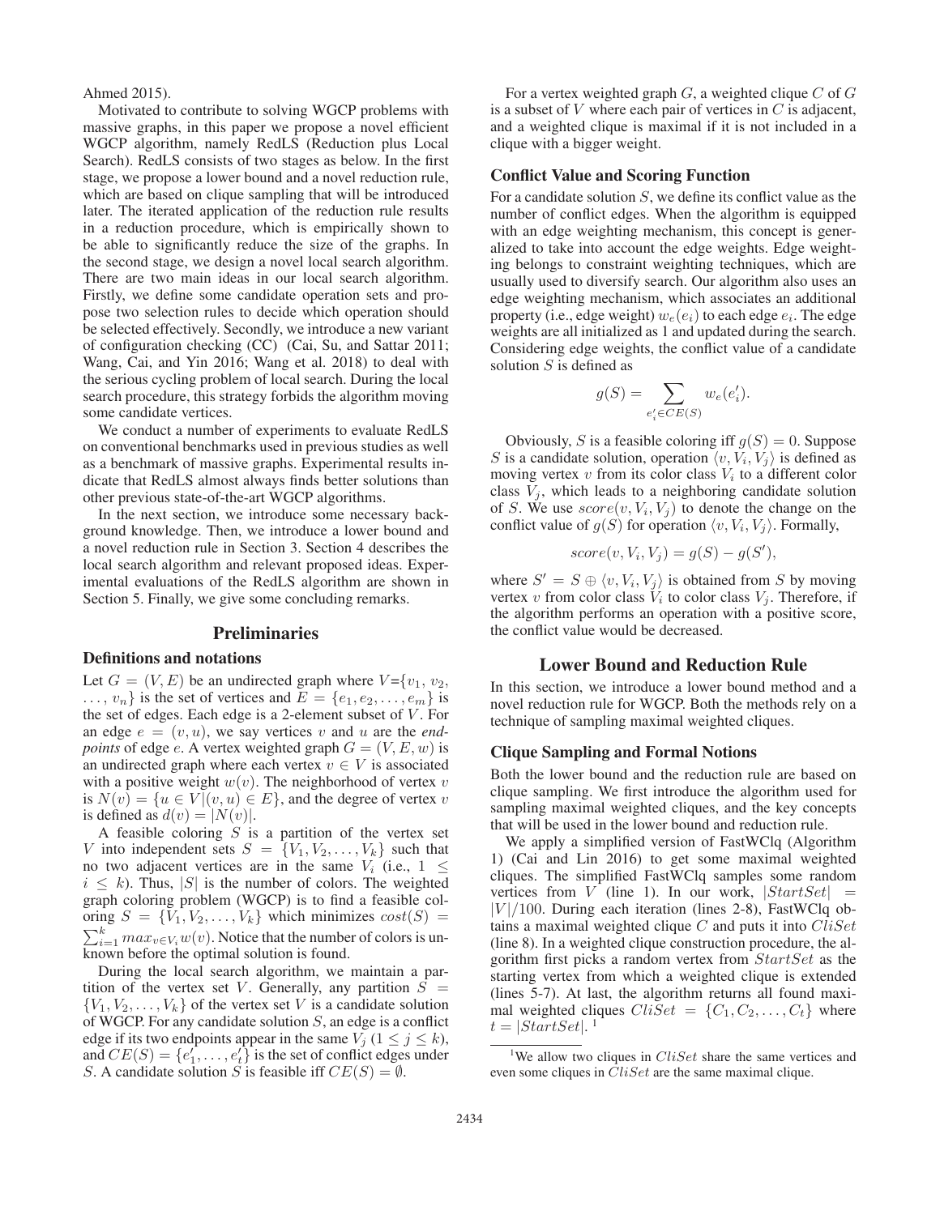Ahmed 2015).

Motivated to contribute to solving WGCP problems with massive graphs, in this paper we propose a novel efficient WGCP algorithm, namely RedLS (Reduction plus Local Search). RedLS consists of two stages as below. In the first stage, we propose a lower bound and a novel reduction rule, which are based on clique sampling that will be introduced later. The iterated application of the reduction rule results in a reduction procedure, which is empirically shown to be able to significantly reduce the size of the graphs. In the second stage, we design a novel local search algorithm. There are two main ideas in our local search algorithm. Firstly, we define some candidate operation sets and propose two selection rules to decide which operation should be selected effectively. Secondly, we introduce a new variant of configuration checking (CC) (Cai, Su, and Sattar 2011; Wang, Cai, and Yin 2016; Wang et al. 2018) to deal with the serious cycling problem of local search. During the local search procedure, this strategy forbids the algorithm moving some candidate vertices.

We conduct a number of experiments to evaluate RedLS on conventional benchmarks used in previous studies as well as a benchmark of massive graphs. Experimental results indicate that RedLS almost always finds better solutions than other previous state-of-the-art WGCP algorithms.

In the next section, we introduce some necessary background knowledge. Then, we introduce a lower bound and a novel reduction rule in Section 3. Section 4 describes the local search algorithm and relevant proposed ideas. Experimental evaluations of the RedLS algorithm are shown in Section 5. Finally, we give some concluding remarks.

## Preliminaries

### Definitions and notations

Let $G = (V, E)$ be an undirected graph where $V$={$v_1$, $v_2$, $\ldots$, $v_n$} is the set of vertices and $E = \{e_1, e_2, \ldots, e_m\}$ is the set of edges. Each edge is a 2-element subset of $V$. For an edge $e = (v, u)$, we say vertices $v$ and $u$ are the *endpoints* of edge $e$. A vertex weighted graph $G = (V, E, w)$ is an undirected graph where each vertex $v \in V$ is associated with a positive weight $w(v)$. The neighborhood of vertex $v$ is $N(v) = \{u \in V | (v, u) \in E\}$, and the degree of vertex $v$ is defined as $d(v) = |N(v)|$.

A feasible coloring $S$ is a partition of the vertex set $V$ into independent sets $S = \{V_1, V_2, \ldots, V_k\}$ such that no two adjacent vertices are in the same $V_i$ (i.e., $1 \leq i \leq k$). Thus, $|S|$ is the number of colors. The weighted graph coloring problem (WGCP) is to find a feasible coloring $S = \{V_1, V_2, \ldots, V_k\}$ which minimizes $cost(S) = \sum_{i=1}^{k} max_{v \in V_i} w(v)$. Notice that the number of colors is unknown before the optimal solution is found.

During the local search algorithm, we maintain a partition of the vertex set $V$. Generally, any partition $S = \{V_1, V_2, \ldots, V_k\}$ of the vertex set $V$ is a candidate solution of WGCP. For any candidate solution $S$, an edge is a conflict edge if its two endpoints appear in the same $V_j$ ($1 \leq j \leq k$), and $CE(S) = \{e'_1, \ldots, e'_t\}$ is the set of conflict edges under $S$. A candidate solution $S$ is feasible iff $CE(S) = \emptyset$.

For a vertex weighted graph $G$, a weighted clique $C$ of $G$ is a subset of $V$ where each pair of vertices in $C$ is adjacent, and a weighted clique is maximal if it is not included in a clique with a bigger weight.

### Conflict Value and Scoring Function

For a candidate solution $S$, we define its conflict value as the number of conflict edges. When the algorithm is equipped with an edge weighting mechanism, this concept is generalized to take into account the edge weights. Edge weighting belongs to constraint weighting techniques, which are usually used to diversify search. Our algorithm also uses an edge weighting mechanism, which associates an additional property (i.e., edge weight) $w_e(e_i)$ to each edge $e_i$. The edge weights are all initialized as 1 and updated during the search. Considering edge weights, the conflict value of a candidate solution $S$ is defined as

$$g(S) = \sum_{e'_i \in CE(S)} w_e(e'_i).$$

Obviously, $S$ is a feasible coloring iff $g(S) = 0$. Suppose $S$ is a candidate solution, operation $\langle v, V_i, V_j \rangle$ is defined as moving vertex $v$ from its color class $V_i$ to a different color class $V_j$, which leads to a neighboring candidate solution of $S$. We use $score(v, V_i, V_j)$ to denote the change on the conflict value of $g(S)$ for operation $\langle v, V_i, V_j \rangle$. Formally,

$$score(v, V_i, V_j) = g(S) - g(S'),$$

where $S' = S \oplus \langle v, V_i, V_j \rangle$ is obtained from $S$ by moving vertex $v$ from color class $V_i$ to color class $V_j$. Therefore, if the algorithm performs an operation with a positive score, the conflict value would be decreased.

## Lower Bound and Reduction Rule

In this section, we introduce a lower bound method and a novel reduction rule for WGCP. Both the methods rely on a technique of sampling maximal weighted cliques.

### Clique Sampling and Formal Notions

Both the lower bound and the reduction rule are based on clique sampling. We first introduce the algorithm used for sampling maximal weighted cliques, and the key concepts that will be used in the lower bound and reduction rule.

We apply a simplified version of FastWClq (Algorithm 1) (Cai and Lin 2016) to get some maximal weighted cliques. The simplified FastWClq samples some random vertices from $V$ (line 1). In our work, $|StartSet| = |V|/100$. During each iteration (lines 2-8), FastWClq obtains a maximal weighted clique $C$ and puts it into $CliSet$ (line 8). In a weighted clique construction procedure, the algorithm first picks a random vertex from $StartSet$ as the starting vertex from which a weighted clique is extended (lines 5-7). At last, the algorithm returns all found maximal weighted cliques $CliSet = \{C_1, C_2, \ldots, C_t\}$ where $t = |StartSet|$. [1]

[1] We allow two cliques in $CliSet$ share the same vertices and even some cliques in $CliSet$ are the same maximal clique.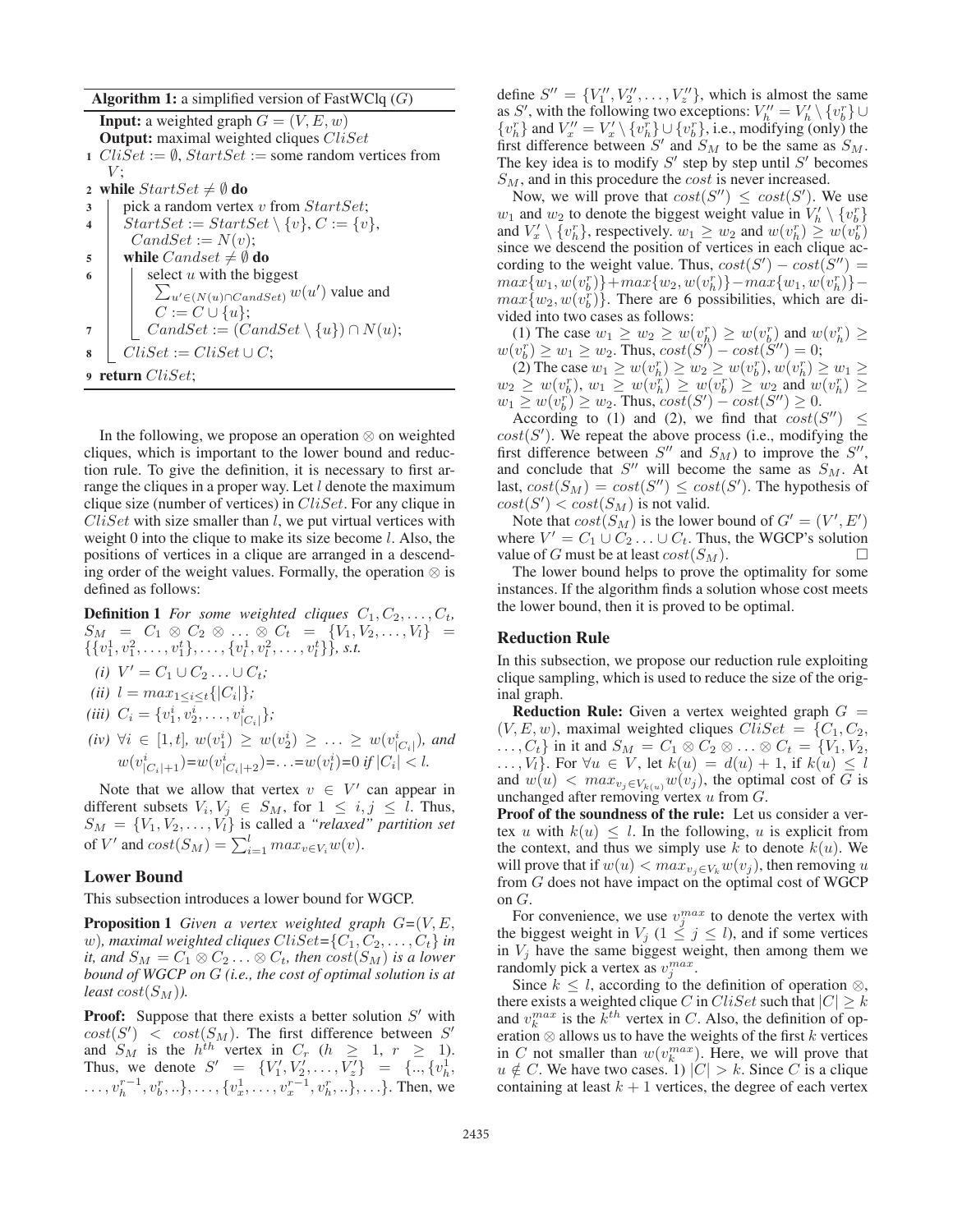**Algorithm 1:** a simplified version of FastWClq ($G$)

```
Input: a weighted graph G = (V, E, w)
Output: maximal weighted cliques CliSet
1 CliSet := ∅, StartSet := some random vertices from V;
2 while StartSet ≠ ∅ do
3     pick a random vertex v from StartSet;
4     StartSet := StartSet \ {v}, C := {v}, CandSet := N(v);
5     while Candset ≠ ∅ do
6         select u with the biggest Σ_{u'∈(N(u)∩CandSet)} w(u') value and C := C ∪ {u};
7         CandSet := (CandSet \ {u}) ∩ N(u);
8     CliSet := CliSet ∪ C;
9 return CliSet;
```

In the following, we propose an operation $\otimes$ on weighted cliques, which is important to the lower bound and reduction rule. To give the definition, it is necessary to first arrange the cliques in a proper way. Let $l$ denote the maximum clique size (number of vertices) in $CliSet$. For any clique in $CliSet$ with size smaller than $l$, we put virtual vertices with weight 0 into the clique to make its size become $l$. Also, the positions of vertices in a clique are arranged in a descending order of the weight values. Formally, the operation $\otimes$ is defined as follows:

**Definition 1** *For some weighted cliques $C_1, C_2, \ldots, C_t$, $S_M = C_1 \otimes C_2 \otimes \ldots \otimes C_t = \{V_1, V_2, \ldots, V_l\} = \{\{v_1^1, v_1^2, \ldots, v_1^t\}, \ldots, \{v_l^1, v_l^2, \ldots, v_l^t\}\}$, s.t.*

*(i) $V' = C_1 \cup C_2 \ldots \cup C_t$;*

*(ii) $l = max_{1 \le i \le t}\{|C_i|\}$;*

*(iii) $C_i = \{v_1^i, v_2^i, \ldots, v_{|C_i|}^i\}$;*

*(iv) $\forall i \in [1, t]$, $w(v_1^i) \ge w(v_2^i) \ge \ldots \ge w(v_{|C_i|}^i)$, and $w(v_{|C_i|+1}^i)$=$w(v_{|C_i|+2}^i)$=$\ldots$=$w(v_l^i)$=0 if $|C_i| < l$.*

Note that we allow that vertex $v \in V'$ can appear in different subsets $V_i, V_j \in S_M$, for $1 \le i, j \le l$. Thus, $S_M = \{V_1, V_2, \ldots, V_l\}$ is called a *"relaxed" partition set* of $V'$ and $cost(S_M) = \sum_{i=1}^{l} max_{v \in V_i} w(v)$.

## Lower Bound

This subsection introduces a lower bound for WGCP.

**Proposition 1** *Given a vertex weighted graph $G$=$(V, E, w)$, maximal weighted cliques $CliSet$=$\{C_1, C_2, \ldots, C_t\}$ in it, and $S_M = C_1 \otimes C_2 \ldots \otimes C_t$, then $cost(S_M)$ is a lower bound of WGCP on $G$ (i.e., the cost of optimal solution is at least $cost(S_M)$).*

**Proof:** Suppose that there exists a better solution $S'$ with $cost(S') < cost(S_M)$. The first difference between $S'$ and $S_M$ is the $h^{th}$ vertex in $C_r$ ($h \ge 1$, $r \ge 1$). Thus, we denote $S' = \{V_1', V_2', \ldots, V_z'\} = \{.., \{v_h^1, \ldots, v_h^{r-1}, v_b^r, ..\}, \ldots, \{v_x^1, \ldots, v_x^{r-1}, v_h^r, ..\}, \ldots\}$. Then, we define $S'' = \{V_1'', V_2'', \ldots, V_z''\}$, which is almost the same as $S'$, with the following two exceptions: $V_h'' = V_h' \setminus \{v_b^r\} \cup \{v_h^r\}$ and $V_x'' = V_x' \setminus \{v_h^r\} \cup \{v_b^r\}$, i.e., modifying (only) the first difference between $S'$ and $S_M$ to be the same as $S_M$. The key idea is to modify $S'$ step by step until $S'$ becomes $S_M$, and in this procedure the $cost$ is never increased.

Now, we will prove that $cost(S'') \le cost(S')$. We use $w_1$ and $w_2$ to denote the biggest weight value in $V_h' \setminus \{v_b^r\}$ and $V_x' \setminus \{v_h^r\}$, respectively. $w_1 \ge w_2$ and $w(v_h^r) \ge w(v_b^r)$ since we descend the position of vertices in each clique according to the weight value. Thus, $cost(S') - cost(S'') = max\{w_1, w(v_b^r)\} + max\{w_2, w(v_h^r)\} - max\{w_1, w(v_h^r)\} - max\{w_2, w(v_b^r)\}$. There are 6 possibilities, which are divided into two cases as follows:

(1) The case $w_1 \ge w_2 \ge w(v_h^r) \ge w(v_b^r)$ and $w(v_h^r) \ge w(v_b^r) \ge w_1 \ge w_2$. Thus, $cost(S') - cost(S'') = 0$;

(2) The case $w_1 \ge w(v_h^r) \ge w_2 \ge w(v_b^r)$, $w(v_h^r) \ge w_1 \ge w_2 \ge w(v_b^r)$, $w_1 \ge w(v_h^r) \ge w(v_b^r) \ge w_2$ and $w(v_h^r) \ge w_1 \ge w(v_b^r) \ge w_2$. Thus, $cost(S') - cost(S'') \ge 0$.

According to (1) and (2), we find that $cost(S'') \le cost(S')$. We repeat the above process (i.e., modifying the first difference between $S''$ and $S_M$) to improve the $S''$, and conclude that $S''$ will become the same as $S_M$. At last, $cost(S_M) = cost(S'') \le cost(S')$. The hypothesis of $cost(S') < cost(S_M)$ is not valid.

Note that $cost(S_M)$ is the lower bound of $G' = (V', E')$ where $V' = C_1 \cup C_2 \ldots \cup C_t$. Thus, the WGCP's solution value of $G$ must be at least $cost(S_M)$. □

The lower bound helps to prove the optimality for some instances. If the algorithm finds a solution whose cost meets the lower bound, then it is proved to be optimal.

## Reduction Rule

In this subsection, we propose our reduction rule exploiting clique sampling, which is used to reduce the size of the original graph.

**Reduction Rule:** Given a vertex weighted graph $G = (V, E, w)$, maximal weighted cliques $CliSet = \{C_1, C_2, \ldots, C_t\}$ in it and $S_M = C_1 \otimes C_2 \otimes \ldots \otimes C_t = \{V_1, V_2, \ldots, V_l\}$. For $\forall u \in V$, let $k(u) = d(u) + 1$, if $k(u) \le l$ and $w(u) < max_{v_j \in V_{k(u)}} w(v_j)$, the optimal cost of $G$ is unchanged after removing vertex $u$ from $G$.

**Proof of the soundness of the rule:** Let us consider a vertex $u$ with $k(u) \le l$. In the following, $u$ is explicit from the context, and thus we simply use $k$ to denote $k(u)$. We will prove that if $w(u) < max_{v_j \in V_k} w(v_j)$, then removing $u$ from $G$ does not have impact on the optimal cost of WGCP on $G$.

For convenience, we use $v_j^{max}$ to denote the vertex with the biggest weight in $V_j$ ($1 \le j \le l$), and if some vertices in $V_j$ have the same biggest weight, then among them we randomly pick a vertex as $v_j^{max}$.

Since $k \le l$, according to the definition of operation $\otimes$, there exists a weighted clique $C$ in $CliSet$ such that $|C| \ge k$ and $v_k^{max}$ is the $k^{th}$ vertex in $C$. Also, the definition of operation $\otimes$ allows us to have the weights of the first $k$ vertices in $C$ not smaller than $w(v_k^{max})$. Here, we will prove that $u \notin C$. We have two cases. 1) $|C| > k$. Since $C$ is a clique containing at least $k + 1$ vertices, the degree of each vertex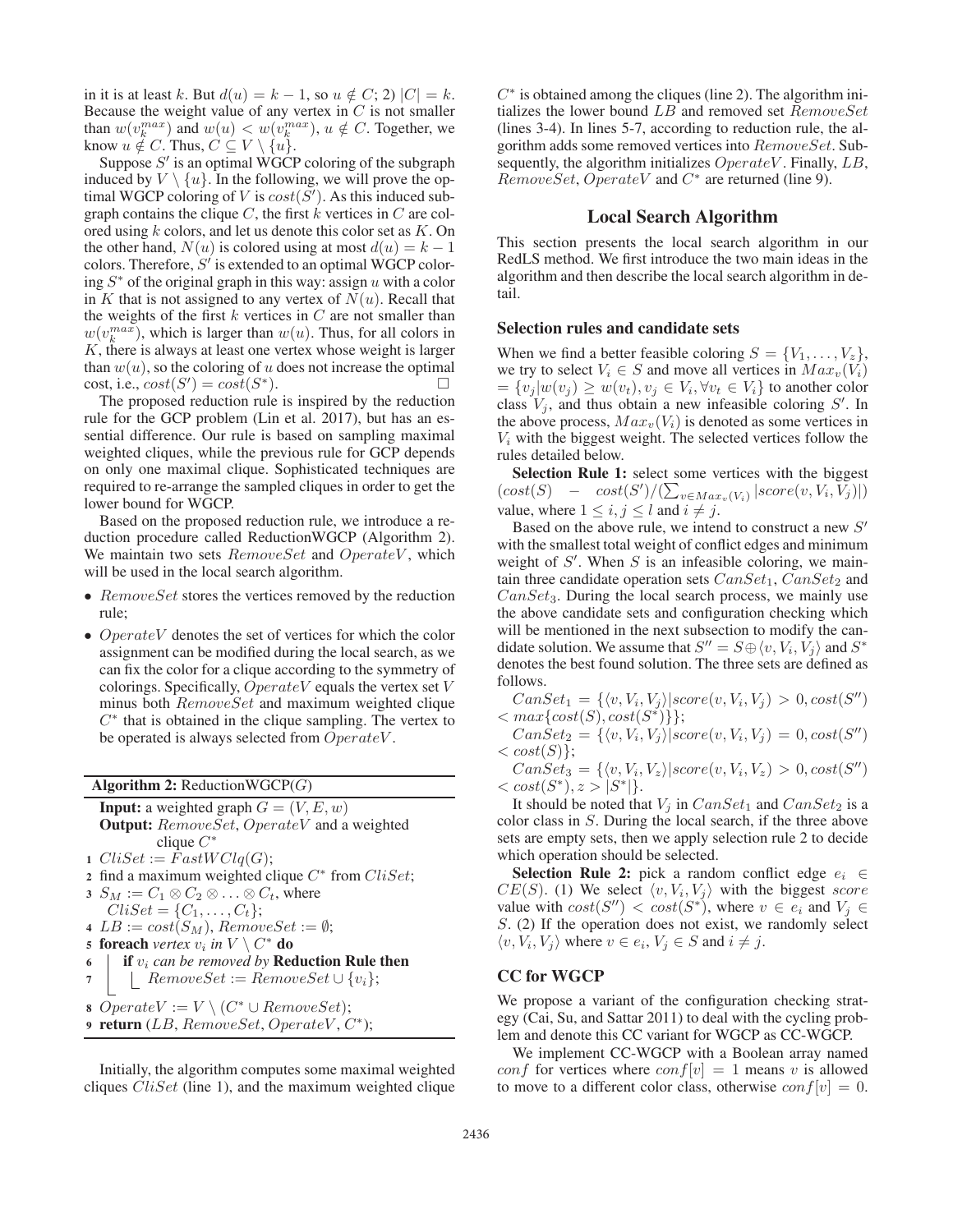in it is at least $k$. But $d(u) = k - 1$, so $u \notin C$; 2) $|C| = k$. Because the weight value of any vertex in $C$ is not smaller than $w(v_k^{max})$ and $w(u) < w(v_k^{max})$, $u \notin C$. Together, we know $u \notin C$. Thus, $C \subseteq V \setminus \{u\}$.

Suppose $S'$ is an optimal WGCP coloring of the subgraph induced by $V \setminus \{u\}$. In the following, we will prove the optimal WGCP coloring of $V$ is $cost(S')$. As this induced subgraph contains the clique $C$, the first $k$ vertices in $C$ are colored using $k$ colors, and let us denote this color set as $K$. On the other hand, $N(u)$ is colored using at most $d(u) = k - 1$ colors. Therefore, $S'$ is extended to an optimal WGCP coloring $S^*$ of the original graph in this way: assign $u$ with a color in $K$ that is not assigned to any vertex of $N(u)$. Recall that the weights of the first $k$ vertices in $C$ are not smaller than $w(v_k^{max})$, which is larger than $w(u)$. Thus, for all colors in $K$, there is always at least one vertex whose weight is larger than $w(u)$, so the coloring of $u$ does not increase the optimal cost, i.e., $cost(S') = cost(S^*)$. □

The proposed reduction rule is inspired by the reduction rule for the GCP problem (Lin et al. 2017), but has an essential difference. Our rule is based on sampling maximal weighted cliques, while the previous rule for GCP depends on only one maximal clique. Sophisticated techniques are required to re-arrange the sampled cliques in order to get the lower bound for WGCP.

Based on the proposed reduction rule, we introduce a reduction procedure called ReductionWGCP (Algorithm 2). We maintain two sets $RemoveSet$ and $OperateV$, which will be used in the local search algorithm.

- $RemoveSet$ stores the vertices removed by the reduction rule;
- $OperateV$ denotes the set of vertices for which the color assignment can be modified during the local search, as we can fix the color for a clique according to the symmetry of colorings. Specifically, $OperateV$ equals the vertex set $V$ minus both $RemoveSet$ and maximum weighted clique $C^*$ that is obtained in the clique sampling. The vertex to be operated is always selected from $OperateV$.

**Algorithm 2:** ReductionWGCP($G$)

```
Input: a weighted graph G = (V, E, w)
Output: RemoveSet, OperateV and a weighted clique C*
1 CliSet := FastWClq(G);
2 find a maximum weighted clique C* from CliSet;
3 S_M := C_1 ⊗ C_2 ⊗ ... ⊗ C_t, where CliSet = {C_1, ..., C_t};
4 LB := cost(S_M), RemoveSet := ∅;
5 foreach vertex v_i in V \ C* do
6     if v_i can be removed by Reduction Rule then
7         RemoveSet := RemoveSet ∪ {v_i};
8 OperateV := V \ (C* ∪ RemoveSet);
9 return (LB, RemoveSet, OperateV, C*);
```

Initially, the algorithm computes some maximal weighted cliques $CliSet$ (line 1), and the maximum weighted clique $C^*$ is obtained among the cliques (line 2). The algorithm initializes the lower bound $LB$ and removed set $RemoveSet$ (lines 3-4). In lines 5-7, according to reduction rule, the algorithm adds some removed vertices into $RemoveSet$. Subsequently, the algorithm initializes $OperateV$. Finally, $LB$, $RemoveSet$, $OperateV$ and $C^*$ are returned (line 9).

## Local Search Algorithm

This section presents the local search algorithm in our RedLS method. We first introduce the two main ideas in the algorithm and then describe the local search algorithm in detail.

### Selection rules and candidate sets

When we find a better feasible coloring $S = \{V_1, \ldots, V_z\}$, we try to select $V_i \in S$ and move all vertices in $Max_v(V_i) = \{v_j | w(v_j) \geq w(v_t), v_j \in V_i, \forall v_t \in V_i\}$ to another color class $V_j$, and thus obtain a new infeasible coloring $S'$. In the above process, $Max_v(V_i)$ is denoted as some vertices in $V_i$ with the biggest weight. The selected vertices follow the rules detailed below.

**Selection Rule 1:** select some vertices with the biggest $(cost(S) - cost(S')/(\sum_{v \in Max_v(V_i)} |score(v, V_i, V_j)|)$ value, where $1 \leq i, j \leq l$ and $i \neq j$.

Based on the above rule, we intend to construct a new $S'$ with the smallest total weight of conflict edges and minimum weight of $S'$. When $S$ is an infeasible coloring, we maintain three candidate operation sets $CanSet_1$, $CanSet_2$ and $CanSet_3$. During the local search process, we mainly use the above candidate sets and configuration checking which will be mentioned in the next subsection to modify the candidate solution. We assume that $S'' = S \oplus \langle v, V_i, V_j \rangle$ and $S^*$ denotes the best found solution. The three sets are defined as follows.

$CanSet_1 = \{\langle v, V_i, V_j \rangle | score(v, V_i, V_j) > 0, cost(S'') < max\{cost(S), cost(S^*)\}\}$;

$CanSet_2 = \{\langle v, V_i, V_j \rangle | score(v, V_i, V_j) = 0, cost(S'') < cost(S)\}$;

$CanSet_3 = \{\langle v, V_i, V_z \rangle | score(v, V_i, V_z) > 0, cost(S'') < cost(S^*), z > |S^*|\}$.

It should be noted that $V_j$ in $CanSet_1$ and $CanSet_2$ is a color class in $S$. During the local search, if the three above sets are empty sets, then we apply selection rule 2 to decide which operation should be selected.

**Selection Rule 2:** pick a random conflict edge $e_i \in CE(S)$. (1) We select $\langle v, V_i, V_j \rangle$ with the biggest $score$ value with $cost(S'') < cost(S^*)$, where $v \in e_i$ and $V_j \in S$. (2) If the operation does not exist, we randomly select $\langle v, V_i, V_j \rangle$ where $v \in e_i$, $V_j \in S$ and $i \neq j$.

### CC for WGCP

We propose a variant of the configuration checking strategy (Cai, Su, and Sattar 2011) to deal with the cycling problem and denote this CC variant for WGCP as CC-WGCP.

We implement CC-WGCP with a Boolean array named $conf$ for vertices where $conf[v] = 1$ means $v$ is allowed to move to a different color class, otherwise $conf[v] = 0$.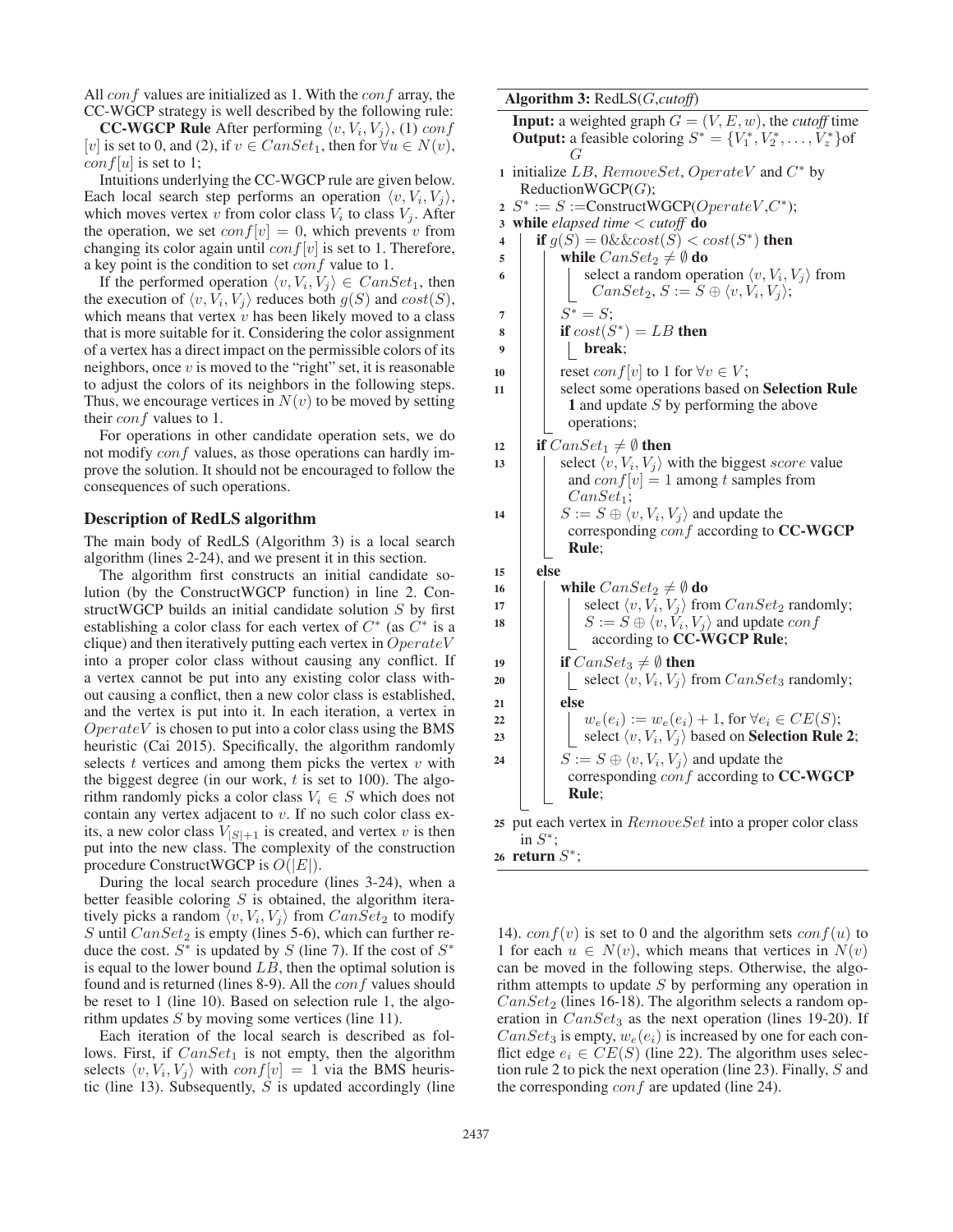All $conf$ values are initialized as 1. With the $conf$ array, the CC-WGCP strategy is well described by the following rule:

**CC-WGCP Rule** After performing $\langle v, V_i, V_j \rangle$, (1) $conf[v]$ is set to 0, and (2), if $v \in CanSet_1$, then for $\forall u \in N(v)$, $conf[u]$ is set to 1;

Intuitions underlying the CC-WGCP rule are given below. Each local search step performs an operation $\langle v, V_i, V_j \rangle$, which moves vertex $v$ from color class $V_i$ to class $V_j$. After the operation, we set $conf[v] = 0$, which prevents $v$ from changing its color again until $conf[v]$ is set to 1. Therefore, a key point is the condition to set $conf$ value to 1.

If the performed operation $\langle v, V_i, V_j \rangle \in CanSet_1$, then the execution of $\langle v, V_i, V_j \rangle$ reduces both $g(S)$ and $cost(S)$, which means that vertex $v$ has been likely moved to a class that is more suitable for it. Considering the color assignment of a vertex has a direct impact on the permissible colors of its neighbors, once $v$ is moved to the "right" set, it is reasonable to adjust the colors of its neighbors in the following steps. Thus, we encourage vertices in $N(v)$ to be moved by setting their $conf$ values to 1.

For operations in other candidate operation sets, we do not modify $conf$ values, as those operations can hardly improve the solution. It should not be encouraged to follow the consequences of such operations.

## Description of RedLS algorithm

The main body of RedLS (Algorithm 3) is a local search algorithm (lines 2-24), and we present it in this section.

The algorithm first constructs an initial candidate solution (by the ConstructWGCP function) in line 2. ConstructWGCP builds an initial candidate solution $S$ by first establishing a color class for each vertex of $C^*$ (as $C^*$ is a clique) and then iteratively putting each vertex in $OperateV$ into a proper color class without causing any conflict. If a vertex cannot be put into any existing color class without causing a conflict, then a new color class is established, and the vertex is put into it. In each iteration, a vertex in $OperateV$ is chosen to put into a color class using the BMS heuristic (Cai 2015). Specifically, the algorithm randomly selects $t$ vertices and among them picks the vertex $v$ with the biggest degree (in our work, $t$ is set to 100). The algorithm randomly picks a color class $V_i \in S$ which does not contain any vertex adjacent to $v$. If no such color class exists, a new color class $V_{|S|+1}$ is created, and vertex $v$ is then put into the new class. The complexity of the construction procedure ConstructWGCP is $O(|E|)$.

During the local search procedure (lines 3-24), when a better feasible coloring $S$ is obtained, the algorithm iteratively picks a random $\langle v, V_i, V_j \rangle$ from $CanSet_2$ to modify $S$ until $CanSet_2$ is empty (lines 5-6), which can further reduce the cost. $S^*$ is updated by $S$ (line 7). If the cost of $S^*$ is equal to the lower bound $LB$, then the optimal solution is found and is returned (lines 8-9). All the $conf$ values should be reset to 1 (line 10). Based on selection rule 1, the algorithm updates $S$ by moving some vertices (line 11).

Each iteration of the local search is described as follows. First, if $CanSet_1$ is not empty, then the algorithm selects $\langle v, V_i, V_j \rangle$ with $conf[v] = 1$ via the BMS heuristic (line 13). Subsequently, $S$ is updated accordingly (line 14). $conf(v)$ is set to 0 and the algorithm sets $conf(u)$ to 1 for each $u \in N(v)$, which means that vertices in $N(v)$ can be moved in the following steps. Otherwise, the algorithm attempts to update $S$ by performing any operation in $CanSet_2$ (lines 16-18). The algorithm selects a random operation in $CanSet_3$ as the next operation (lines 19-20). If $CanSet_3$ is empty, $w_e(e_i)$ is increased by one for each conflict edge $e_i \in CE(S)$ (line 22). The algorithm uses selection rule 2 to pick the next operation (line 23). Finally, $S$ and the corresponding $conf$ are updated (line 24).

**Algorithm 3:** RedLS($G$,*cutoff*)

**Input:** a weighted graph $G = (V, E, w)$, the *cutoff* time
**Output:** a feasible coloring $S^* = \{V_1^*, V_2^*, \ldots, V_z^*\}$ of $G$

```
1  initialize LB, RemoveSet, OperateV and C* by ReductionWGCP(G);
2  S* := S := ConstructWGCP(OperateV, C*);
3  while elapsed time < cutoff do
4      if g(S) = 0 && cost(S) < cost(S*) then
5          while CanSet_2 ≠ ∅ do
6              select a random operation <v, V_i, V_j> from CanSet_2, S := S ⊕ <v, V_i, V_j>;
7          S* = S;
8          if cost(S*) = LB then
9              break;
10         reset conf[v] to 1 for ∀v ∈ V;
11         select some operations based on Selection Rule 1 and update S by performing the above operations;
12     if CanSet_1 ≠ ∅ then
13         select <v, V_i, V_j> with the biggest score value and conf[v] = 1 among t samples from CanSet_1;
14         S := S ⊕ <v, V_i, V_j> and update the corresponding conf according to CC-WGCP Rule;
15     else
16         while CanSet_2 ≠ ∅ do
17             select <v, V_i, V_j> from CanSet_2 randomly;
18             S := S ⊕ <v, V_i, V_j> and update conf according to CC-WGCP Rule;
19         if CanSet_3 ≠ ∅ then
20             select <v, V_i, V_j> from CanSet_3 randomly;
21         else
22             w_e(e_i) := w_e(e_i) + 1, for ∀e_i ∈ CE(S);
23             select <v, V_i, V_j> based on Selection Rule 2;
24         S := S ⊕ <v, V_i, V_j> and update the corresponding conf according to CC-WGCP Rule;
25 put each vertex in RemoveSet into a proper color class in S*;
26 return S*;
```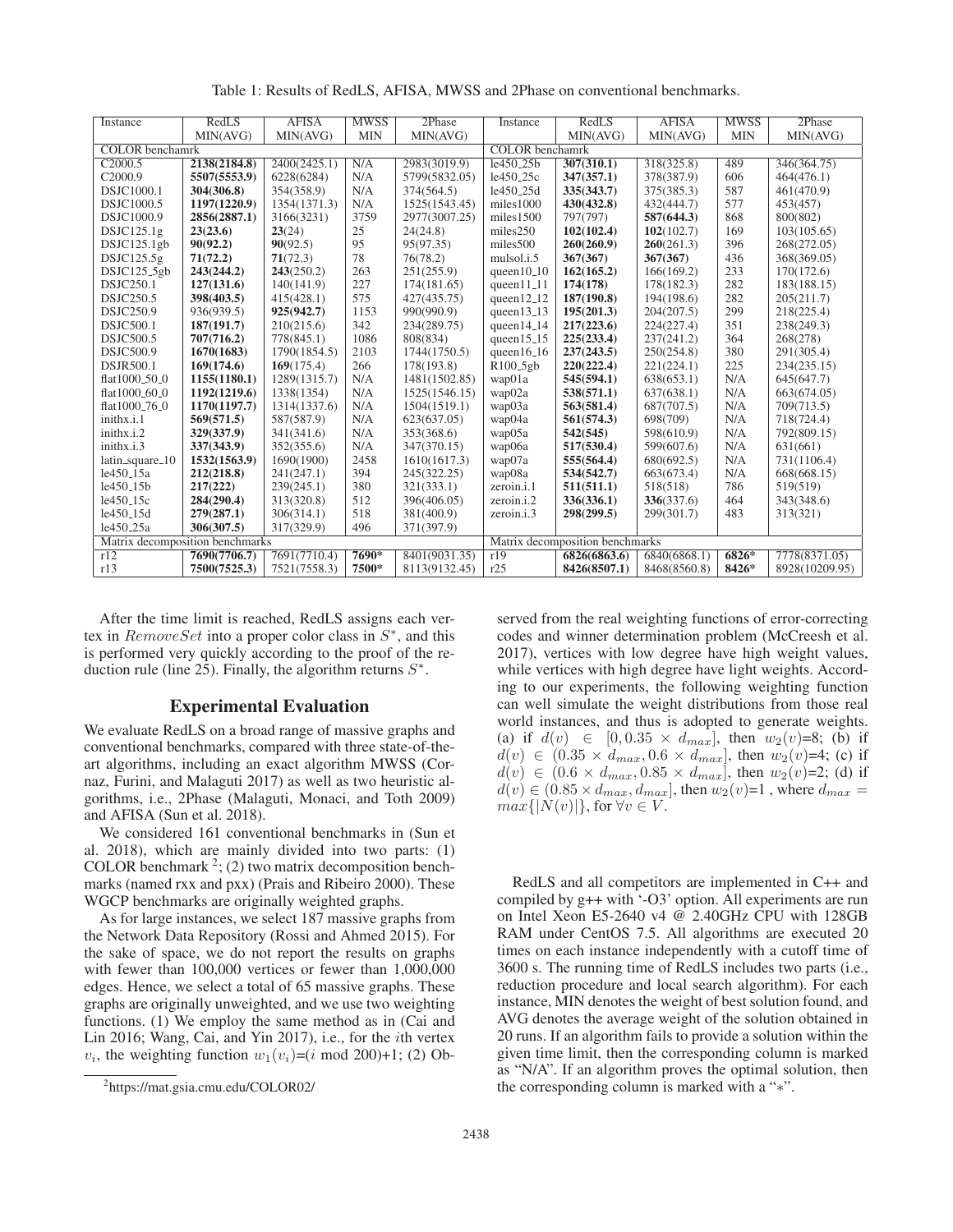Table 1: Results of RedLS, AFISA, MWSS and 2Phase on conventional benchmarks.

| Instance | RedLS MIN(AVG) | AFISA MIN(AVG) | MWSS MIN | 2Phase MIN(AVG) | Instance | RedLS MIN(AVG) | AFISA MIN(AVG) | MWSS MIN | 2Phase MIN(AVG) |
|---|---|---|---|---|---|---|---|---|---|
| COLOR benchamrk | | | | | COLOR benchamrk | | | | |
| C2000.5 | **2138(2184.8)** | 2400(2425.1) | N/A | 2983(3019.9) | le450_25b | **307(310.1)** | 318(325.8) | 489 | 346(364.75) |
| C2000.9 | **5507(5553.9)** | 6228(6284) | N/A | 5799(5832.05) | le450_25c | **347(357.1)** | 378(387.9) | 606 | 464(476.1) |
| DSJC1000.1 | **304(306.8)** | 354(358.9) | N/A | 374(564.5) | le450_25d | **335(343.7)** | 375(385.3) | 587 | 461(470.9) |
| DSJC1000.5 | **1197(1220.9)** | 1354(1371.3) | N/A | 1525(1543.45) | miles1000 | **430(432.8)** | 432(444.7) | 577 | 453(457) |
| DSJC1000.9 | **2856(2887.1)** | 3166(3231) | 3759 | 2977(3007.25) | miles1500 | 797(797) | **587(644.3)** | 868 | 800(802) |
| DSJC125.1g | **23(23.6)** | **23**(24) | 25 | 24(24.8) | miles250 | **102(102.4)** | **102**(102.7) | 169 | 103(105.65) |
| DSJC125.1gb | **90(92.2)** | **90**(92.5) | 95 | 95(97.35) | miles500 | **260(260.9)** | **260**(261.3) | 396 | 268(272.05) |
| DSJC125.5g | **71(72.2)** | **71**(72.3) | 78 | 76(78.2) | mulsol.i.5 | **367(367)** | **367(367)** | 436 | 368(369.05) |
| DSJC125_5gb | **243(244.2)** | **243**(250.2) | 263 | 251(255.9) | queen10_10 | **162(165.2)** | 166(169.2) | 233 | 170(172.6) |
| DSJC250.1 | **127(131.6)** | 140(141.9) | 227 | 174(181.65) | queen11_11 | **174(178)** | 178(182.3) | 282 | 183(188.15) |
| DSJC250.5 | **398(403.5)** | 415(428.1) | 575 | 427(435.75) | queen12_12 | **187(190.8)** | 194(198.6) | 282 | 205(211.7) |
| DSJC250.9 | 936(939.5) | **925(942.7)** | 1153 | 990(990.9) | queen13_13 | **195(201.3)** | 204(207.5) | 299 | 218(225.4) |
| DSJC500.1 | **187(191.7)** | 210(215.6) | 342 | 234(289.75) | queen14_14 | **217(223.6)** | 224(227.4) | 351 | 238(249.3) |
| DSJC500.5 | **707(716.2)** | 778(845.1) | 1086 | 808(834) | queen15_15 | **225(233.4)** | 237(241.2) | 364 | 268(278) |
| DSJC500.9 | **1670(1683)** | 1790(1854.5) | 2103 | 1744(1750.5) | queen16_16 | **237(243.5)** | 250(254.8) | 380 | 291(305.4) |
| DSJR500.1 | **169(174.6)** | **169**(175.4) | 266 | 178(193.8) | R100_5gb | **220(222.4)** | 221(224.1) | 225 | 234(235.15) |
| flat1000_50_0 | **1155(1180.1)** | 1289(1315.7) | N/A | 1481(1502.85) | wap01a | **545(594.1)** | 638(653.1) | N/A | 645(647.7) |
| flat1000_60_0 | **1192(1219.6)** | 1338(1354) | N/A | 1525(1546.15) | wap02a | **538(571.1)** | 637(638.1) | N/A | 663(674.05) |
| flat1000_76_0 | **1170(1197.7)** | 1314(1337.6) | N/A | 1504(1519.1) | wap03a | **563(581.4)** | 687(707.5) | N/A | 709(713.5) |
| inithx.i.1 | **569(571.5)** | 587(587.9) | N/A | 623(637.05) | wap04a | **561(574.3)** | 698(709) | N/A | 718(724.4) |
| inithx.i.2 | **329(337.9)** | 341(341.6) | N/A | 353(368.6) | wap05a | **542(545)** | 598(610.9) | N/A | 792(809.15) |
| inithx.i.3 | **337(343.9)** | 352(355.6) | N/A | 347(370.15) | wap06a | **517(530.4)** | 599(607.6) | N/A | 631(661) |
| latin_square_10 | **1532(1563.9)** | 1690(1900) | 2458 | 1610(1617.3) | wap07a | **555(564.4)** | 680(692.5) | N/A | 731(1106.4) |
| le450_15a | **212(218.8)** | 241(247.1) | 394 | 245(322.25) | wap08a | **534(542.7)** | 663(673.4) | N/A | 668(668.15) |
| le450_15b | **217(222)** | 239(245.1) | 380 | 321(333.1) | zeroin.i.1 | **511(511.1)** | 518(518) | 786 | 519(519) |
| le450_15c | **284(290.4)** | 313(320.8) | 512 | 396(406.05) | zeroin.i.2 | **336(336.1)** | **336**(337.6) | 464 | 343(348.6) |
| le450_15d | **279(287.1)** | 306(314.1) | 518 | 381(400.9) | zeroin.i.3 | **298(299.5)** | 299(301.7) | 483 | 313(321) |
| le450_25a | **306(307.5)** | 317(329.9) | 496 | 371(397.9) | | | | | |
| Matrix decomposition benchmarks | | | | | Matrix decomposition benchmarks | | | | |
| r12 | **7690(7706.7)** | 7691(7710.4) | **7690*** | 8401(9031.35) | r19 | **6826(6863.6)** | 6840(6868.1) | **6826*** | 7778(8371.05) |
| r13 | **7500(7525.3)** | 7521(7558.3) | **7500*** | 8113(9132.45) | r25 | **8426(8507.1)** | 8468(8560.8) | **8426*** | 8928(10209.95) |

After the time limit is reached, RedLS assigns each vertex in $RemoveSet$ into a proper color class in $S^*$, and this is performed very quickly according to the proof of the reduction rule (line 25). Finally, the algorithm returns $S^*$.

## Experimental Evaluation

We evaluate RedLS on a broad range of massive graphs and conventional benchmarks, compared with three state-of-the-art algorithms, including an exact algorithm MWSS (Cornaz, Furini, and Malaguti 2017) as well as two heuristic algorithms, i.e., 2Phase (Malaguti, Monaci, and Toth 2009) and AFISA (Sun et al. 2018).

We considered 161 conventional benchmarks in (Sun et al. 2018), which are mainly divided into two parts: (1) COLOR benchmark [2]; (2) two matrix decomposition benchmarks (named rxx and pxx) (Prais and Ribeiro 2000). These WGCP benchmarks are originally weighted graphs.

As for large instances, we select 187 massive graphs from the Network Data Repository (Rossi and Ahmed 2015). For the sake of space, we do not report the results on graphs with fewer than 100,000 vertices or fewer than 1,000,000 edges. Hence, we select a total of 65 massive graphs. These graphs are originally unweighted, and we use two weighting functions. (1) We employ the same method as in (Cai and Lin 2016; Wang, Cai, and Yin 2017), i.e., for the $i$th vertex $v_i$, the weighting function $w_1(v_i)$=($i$ mod 200)+1; (2) Observed from the real weighting functions of error-correcting codes and winner determination problem (McCreesh et al. 2017), vertices with low degree have high weight values, while vertices with high degree have light weights. According to our experiments, the following weighting function can well simulate the weight distributions from those real world instances, and thus is adopted to generate weights. (a) if $d(v) \in [0, 0.35 \times d_{max}]$, then $w_2(v)$=8; (b) if $d(v) \in (0.35 \times d_{max}, 0.6 \times d_{max}]$, then $w_2(v)$=4; (c) if $d(v) \in (0.6 \times d_{max}, 0.85 \times d_{max}]$, then $w_2(v)$=2; (d) if $d(v) \in (0.85 \times d_{max}, d_{max}]$, then $w_2(v)$=1 , where $d_{max} = max\{|N(v)|\}$, for $\forall v \in V$.

RedLS and all competitors are implemented in C++ and compiled by g++ with '-O3' option. All experiments are run on Intel Xeon E5-2640 v4 @ 2.40GHz CPU with 128GB RAM under CentOS 7.5. All algorithms are executed 20 times on each instance independently with a cutoff time of 3600 s. The running time of RedLS includes two parts (i.e., reduction procedure and local search algorithm). For each instance, MIN denotes the weight of best solution found, and AVG denotes the average weight of the solution obtained in 20 runs. If an algorithm fails to provide a solution within the given time limit, then the corresponding column is marked as "N/A". If an algorithm proves the optimal solution, then the corresponding column is marked with a "$*$".

[2] https://mat.gsia.cmu.edu/COLOR02/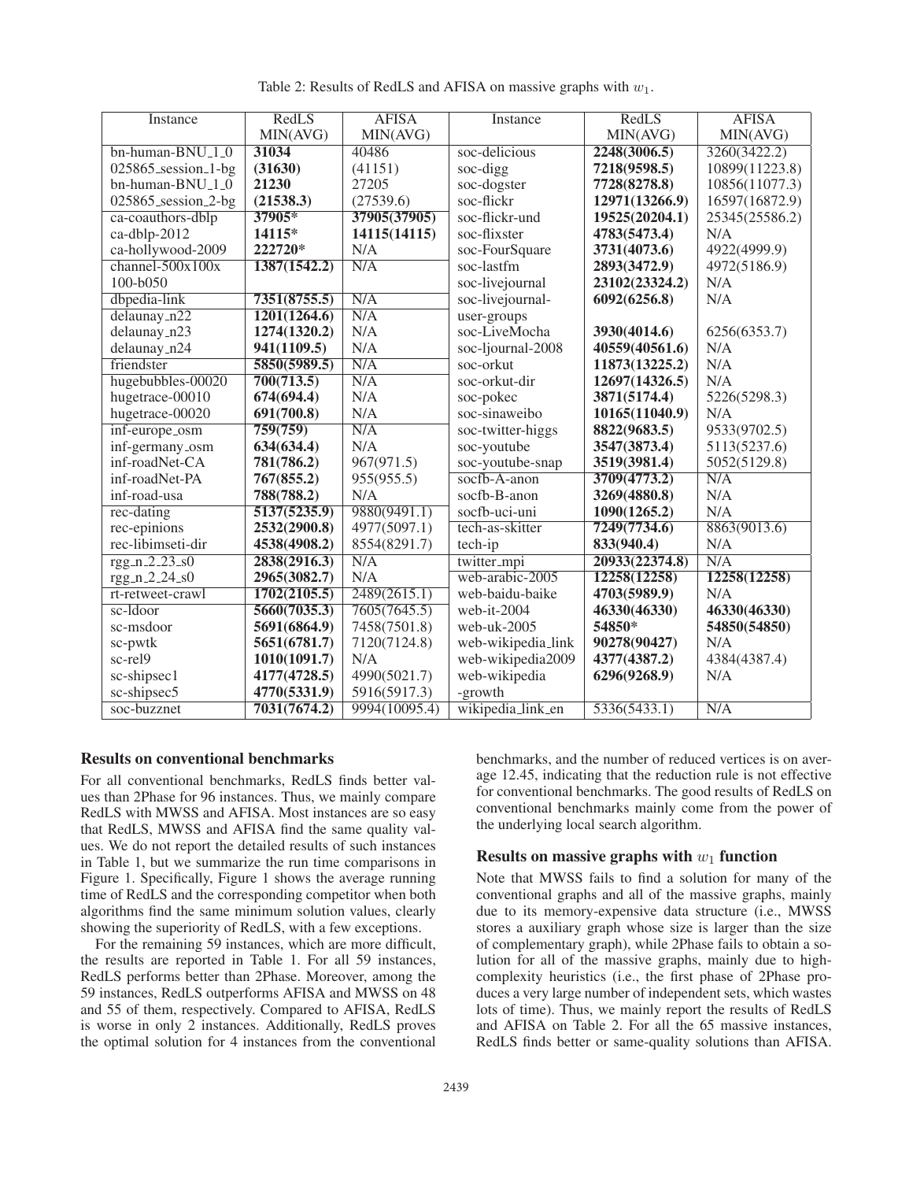Table 2: Results of RedLS and AFISA on massive graphs with $w_1$.

| Instance | RedLS MIN(AVG) | AFISA MIN(AVG) | Instance | RedLS MIN(AVG) | AFISA MIN(AVG) |
|---|---|---|---|---|---|
| bn-human-BNU_1_0 025865_session_1-bg | **31034** **(31630)** | 40486 (41151) | soc-delicious | **2248(3006.5)** | 3260(3422.2) |
| | | | soc-digg | **7218(9598.5)** | 10899(11223.8) |
| bn-human-BNU_1_0 025865_session_2-bg | **21230** **(21538.3)** | 27205 (27539.6) | soc-dogster | **7728(8278.8)** | 10856(11077.3) |
| | | | soc-flickr | **12971(13266.9)** | 16597(16872.9) |
| ca-coauthors-dblp | **37905*** | **37905(37905)** | soc-flickr-und | **19525(20204.1)** | 25345(25586.2) |
| ca-dblp-2012 | **14115*** | **14115(14115)** | soc-flixster | **4783(5473.4)** | N/A |
| ca-hollywood-2009 | **222720*** | N/A | soc-FourSquare | **3731(4073.6)** | 4922(4999.9) |
| channel-500x100x 100-b050 | **1387(1542.2)** | N/A | soc-lastfm | **2893(3472.9)** | 4972(5186.9) |
| | | | soc-livejournal | **23102(23324.2)** | N/A |
| dbpedia-link | **7351(8755.5)** | N/A | soc-livejournal-user-groups | **6092(6256.8)** | N/A |
| delaunay_n22 | **1201(1264.6)** | N/A | | | |
| delaunay_n23 | **1274(1320.2)** | N/A | soc-LiveMocha | **3930(4014.6)** | 6256(6353.7) |
| delaunay_n24 | **941(1109.5)** | N/A | soc-ljournal-2008 | **40559(40561.6)** | N/A |
| friendster | **5850(5989.5)** | N/A | soc-orkut | **11873(13225.2)** | N/A |
| hugebubbles-00020 | **700(713.5)** | N/A | soc-orkut-dir | **12697(14326.5)** | N/A |
| hugetrace-00010 | **674(694.4)** | N/A | soc-pokec | **3871(5174.4)** | 5226(5298.3) |
| hugetrace-00020 | **691(700.8)** | N/A | soc-sinaweibo | **10165(11040.9)** | N/A |
| inf-europe_osm | **759(759)** | N/A | soc-twitter-higgs | **8822(9683.5)** | 9533(9702.5) |
| inf-germany_osm | **634(634.4)** | N/A | soc-youtube | **3547(3873.4)** | 5113(5237.6) |
| inf-roadNet-CA | **781(786.2)** | 967(971.5) | soc-youtube-snap | **3519(3981.4)** | 5052(5129.8) |
| inf-roadNet-PA | **767(855.2)** | 955(955.5) | socfb-A-anon | **3709(4773.2)** | N/A |
| inf-road-usa | **788(788.2)** | N/A | socfb-B-anon | **3269(4880.8)** | N/A |
| rec-dating | **5137(5235.9)** | 9880(9491.1) | socfb-uci-uni | **1090(1265.2)** | N/A |
| rec-epinions | **2532(2900.8)** | 4977(5097.1) | tech-as-skitter | **7249(7734.6)** | 8863(9013.6) |
| rec-libimseti-dir | **4538(4908.2)** | 8554(8291.7) | tech-ip | **833(940.4)** | N/A |
| rgg_n_2_23_s0 | **2838(2916.3)** | N/A | twitter_mpi | **20933(22374.8)** | N/A |
| rgg_n_2_24_s0 | **2965(3082.7)** | N/A | web-arabic-2005 | **12258(12258)** | **12258(12258)** |
| rt-retweet-crawl | **1702(2105.5)** | 2489(2615.1) | web-baidu-baike | **4703(5989.9)** | N/A |
| sc-ldoor | **5660(7035.3)** | 7605(7645.5) | web-it-2004 | **46330(46330)** | **46330(46330)** |
| sc-msdoor | **5691(6864.9)** | 7458(7501.8) | web-uk-2005 | **54850*** | **54850(54850)** |
| sc-pwtk | **5651(6781.7)** | 7120(7124.8) | web-wikipedia_link | **90278(90427)** | N/A |
| sc-rel9 | **1010(1091.7)** | N/A | web-wikipedia2009 | **4377(4387.2)** | 4384(4387.4) |
| sc-shipsec1 | **4177(4728.5)** | 4990(5021.7) | web-wikipedia-growth | **6296(9268.9)** | N/A |
| sc-shipsec5 | **4770(5331.9)** | 5916(5917.3) | | | |
| soc-buzznet | **7031(7674.2)** | 9994(10095.4) | wikipedia_link_en | 5336(5433.1) | N/A |

## Results on conventional benchmarks

For all conventional benchmarks, RedLS finds better values than 2Phase for 96 instances. Thus, we mainly compare RedLS with MWSS and AFISA. Most instances are so easy that RedLS, MWSS and AFISA find the same quality values. We do not report the detailed results of such instances in Table 1, but we summarize the run time comparisons in Figure 1. Specifically, Figure 1 shows the average running time of RedLS and the corresponding competitor when both algorithms find the same minimum solution values, clearly showing the superiority of RedLS, with a few exceptions.

For the remaining 59 instances, which are more difficult, the results are reported in Table 1. For all 59 instances, RedLS performs better than 2Phase. Moreover, among the 59 instances, RedLS outperforms AFISA and MWSS on 48 and 55 of them, respectively. Compared to AFISA, RedLS is worse in only 2 instances. Additionally, RedLS proves the optimal solution for 4 instances from the conventional benchmarks, and the number of reduced vertices is on average 12.45, indicating that the reduction rule is not effective for conventional benchmarks. The good results of RedLS on conventional benchmarks mainly come from the power of the underlying local search algorithm.

## Results on massive graphs with $w_1$ function

Note that MWSS fails to find a solution for many of the conventional graphs and all of the massive graphs, mainly due to its memory-expensive data structure (i.e., MWSS stores a auxiliary graph whose size is larger than the size of complementary graph), while 2Phase fails to obtain a solution for all of the massive graphs, mainly due to high-complexity heuristics (i.e., the first phase of 2Phase produces a very large number of independent sets, which wastes lots of time). Thus, we mainly report the results of RedLS and AFISA on Table 2. For all the 65 massive instances, RedLS finds better or same-quality solutions than AFISA.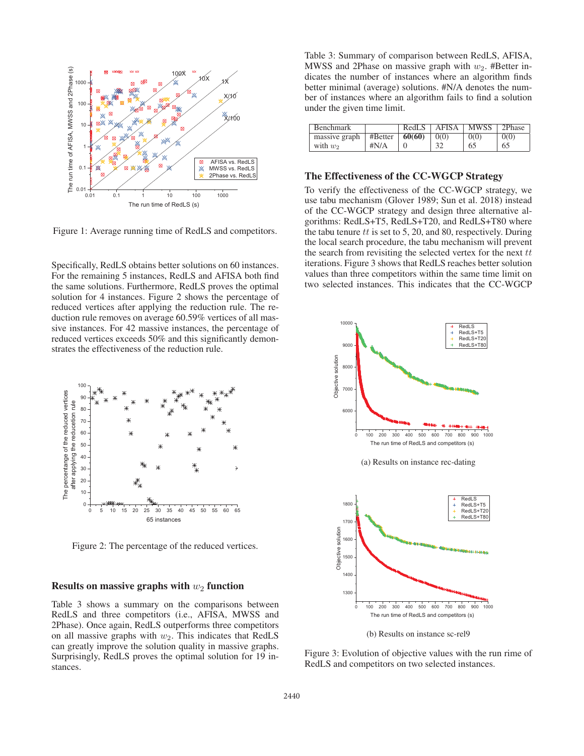Figure 1: Average running time of RedLS and competitors.

Specifically, RedLS obtains better solutions on 60 instances. For the remaining 5 instances, RedLS and AFISA both find the same solutions. Furthermore, RedLS proves the optimal solution for 4 instances. Figure 2 shows the percentage of reduced vertices after applying the reduction rule. The reduction rule removes on average 60.59% vertices of all massive instances. For 42 massive instances, the percentage of reduced vertices exceeds 50% and this significantly demonstrates the effectiveness of the reduction rule.

Figure 2: The percentage of the reduced vertices.

## Results on massive graphs with $w_2$ function

Table 3 shows a summary on the comparisons between RedLS and three competitors (i.e., AFISA, MWSS and 2Phase). Once again, RedLS outperforms three competitors on all massive graphs with $w_2$. This indicates that RedLS can greatly improve the solution quality in massive graphs. Surprisingly, RedLS proves the optimal solution for 19 instances.

Table 3: Summary of comparison between RedLS, AFISA, MWSS and 2Phase on massive graph with $w_2$. #Better indicates the number of instances where an algorithm finds better minimal (average) solutions. #N/A denotes the number of instances where an algorithm fails to find a solution under the given time limit.

| Benchmark | | RedLS | AFISA | MWSS | 2Phase |
|---|---|---|---|---|---|
| massive graph | #Better | **60(60)** | 0(0) | 0(0) | 0(0) |
| with $w_2$ | #N/A | 0 | 32 | 65 | 65 |

## The Effectiveness of the CC-WGCP Strategy

To verify the effectiveness of the CC-WGCP strategy, we use tabu mechanism (Glover 1989; Sun et al. 2018) instead of the CC-WGCP strategy and design three alternative algorithms: RedLS+T5, RedLS+T20, and RedLS+T80 where the tabu tenure $tt$ is set to 5, 20, and 80, respectively. During the local search procedure, the tabu mechanism will prevent the search from revisiting the selected vertex for the next $tt$ iterations. Figure 3 shows that RedLS reaches better solution values than three competitors within the same time limit on two selected instances. This indicates that the CC-WGCP

(a) Results on instance rec-dating

(b) Results on instance sc-rel9

Figure 3: Evolution of objective values with the run rime of RedLS and competitors on two selected instances.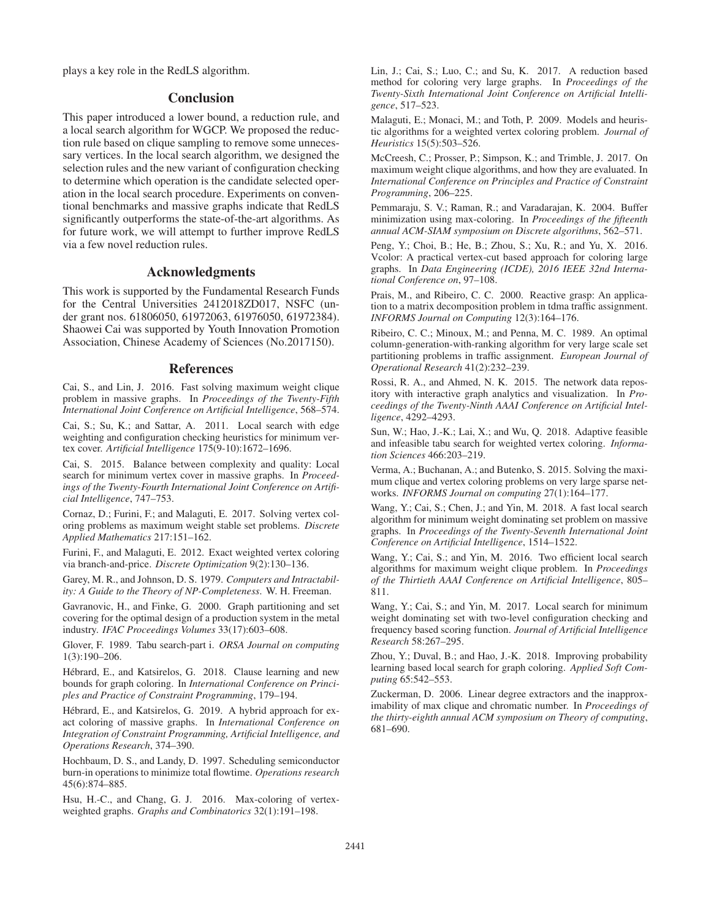plays a key role in the RedLS algorithm.

## Conclusion

This paper introduced a lower bound, a reduction rule, and a local search algorithm for WGCP. We proposed the reduction rule based on clique sampling to remove some unnecessary vertices. In the local search algorithm, we designed the selection rules and the new variant of configuration checking to determine which operation is the candidate selected operation in the local search procedure. Experiments on conventional benchmarks and massive graphs indicate that RedLS significantly outperforms the state-of-the-art algorithms. As for future work, we will attempt to further improve RedLS via a few novel reduction rules.

## Acknowledgments

This work is supported by the Fundamental Research Funds for the Central Universities 2412018ZD017, NSFC (under grant nos. 61806050, 61972063, 61976050, 61972384). Shaowei Cai was supported by Youth Innovation Promotion Association, Chinese Academy of Sciences (No.2017150).

## References

Cai, S., and Lin, J. 2016. Fast solving maximum weight clique problem in massive graphs. In *Proceedings of the Twenty-Fifth International Joint Conference on Artificial Intelligence*, 568–574.

Cai, S.; Su, K.; and Sattar, A. 2011. Local search with edge weighting and configuration checking heuristics for minimum vertex cover. *Artificial Intelligence* 175(9-10):1672–1696.

Cai, S. 2015. Balance between complexity and quality: Local search for minimum vertex cover in massive graphs. In *Proceedings of the Twenty-Fourth International Joint Conference on Artificial Intelligence*, 747–753.

Cornaz, D.; Furini, F.; and Malaguti, E. 2017. Solving vertex coloring problems as maximum weight stable set problems. *Discrete Applied Mathematics* 217:151–162.

Furini, F., and Malaguti, E. 2012. Exact weighted vertex coloring via branch-and-price. *Discrete Optimization* 9(2):130–136.

Garey, M. R., and Johnson, D. S. 1979. *Computers and Intractability: A Guide to the Theory of NP-Completeness*. W. H. Freeman.

Gavranovic, H., and Finke, G. 2000. Graph partitioning and set covering for the optimal design of a production system in the metal industry. *IFAC Proceedings Volumes* 33(17):603–608.

Glover, F. 1989. Tabu search-part i. *ORSA Journal on computing* 1(3):190–206.

Hébrard, E., and Katsirelos, G. 2018. Clause learning and new bounds for graph coloring. In *International Conference on Principles and Practice of Constraint Programming*, 179–194.

Hébrard, E., and Katsirelos, G. 2019. A hybrid approach for exact coloring of massive graphs. In *International Conference on Integration of Constraint Programming, Artificial Intelligence, and Operations Research*, 374–390.

Hochbaum, D. S., and Landy, D. 1997. Scheduling semiconductor burn-in operations to minimize total flowtime. *Operations research* 45(6):874–885.

Hsu, H.-C., and Chang, G. J. 2016. Max-coloring of vertex-weighted graphs. *Graphs and Combinatorics* 32(1):191–198.

Lin, J.; Cai, S.; Luo, C.; and Su, K. 2017. A reduction based method for coloring very large graphs. In *Proceedings of the Twenty-Sixth International Joint Conference on Artificial Intelligence*, 517–523.

Malaguti, E.; Monaci, M.; and Toth, P. 2009. Models and heuristic algorithms for a weighted vertex coloring problem. *Journal of Heuristics* 15(5):503–526.

McCreesh, C.; Prosser, P.; Simpson, K.; and Trimble, J. 2017. On maximum weight clique algorithms, and how they are evaluated. In *International Conference on Principles and Practice of Constraint Programming*, 206–225.

Pemmaraju, S. V.; Raman, R.; and Varadarajan, K. 2004. Buffer minimization using max-coloring. In *Proceedings of the fifteenth annual ACM-SIAM symposium on Discrete algorithms*, 562–571.

Peng, Y.; Choi, B.; He, B.; Zhou, S.; Xu, R.; and Yu, X. 2016. Vcolor: A practical vertex-cut based approach for coloring large graphs. In *Data Engineering (ICDE), 2016 IEEE 32nd International Conference on*, 97–108.

Prais, M., and Ribeiro, C. C. 2000. Reactive grasp: An application to a matrix decomposition problem in tdma traffic assignment. *INFORMS Journal on Computing* 12(3):164–176.

Ribeiro, C. C.; Minoux, M.; and Penna, M. C. 1989. An optimal column-generation-with-ranking algorithm for very large scale set partitioning problems in traffic assignment. *European Journal of Operational Research* 41(2):232–239.

Rossi, R. A., and Ahmed, N. K. 2015. The network data repository with interactive graph analytics and visualization. In *Proceedings of the Twenty-Ninth AAAI Conference on Artificial Intelligence*, 4292–4293.

Sun, W.; Hao, J.-K.; Lai, X.; and Wu, Q. 2018. Adaptive feasible and infeasible tabu search for weighted vertex coloring. *Information Sciences* 466:203–219.

Verma, A.; Buchanan, A.; and Butenko, S. 2015. Solving the maximum clique and vertex coloring problems on very large sparse networks. *INFORMS Journal on computing* 27(1):164–177.

Wang, Y.; Cai, S.; Chen, J.; and Yin, M. 2018. A fast local search algorithm for minimum weight dominating set problem on massive graphs. In *Proceedings of the Twenty-Seventh International Joint Conference on Artificial Intelligence*, 1514–1522.

Wang, Y.; Cai, S.; and Yin, M. 2016. Two efficient local search algorithms for maximum weight clique problem. In *Proceedings of the Thirtieth AAAI Conference on Artificial Intelligence*, 805–811.

Wang, Y.; Cai, S.; and Yin, M. 2017. Local search for minimum weight dominating set with two-level configuration checking and frequency based scoring function. *Journal of Artificial Intelligence Research* 58:267–295.

Zhou, Y.; Duval, B.; and Hao, J.-K. 2018. Improving probability learning based local search for graph coloring. *Applied Soft Computing* 65:542–553.

Zuckerman, D. 2006. Linear degree extractors and the inapproximability of max clique and chromatic number. In *Proceedings of the thirty-eighth annual ACM symposium on Theory of computing*, 681–690.